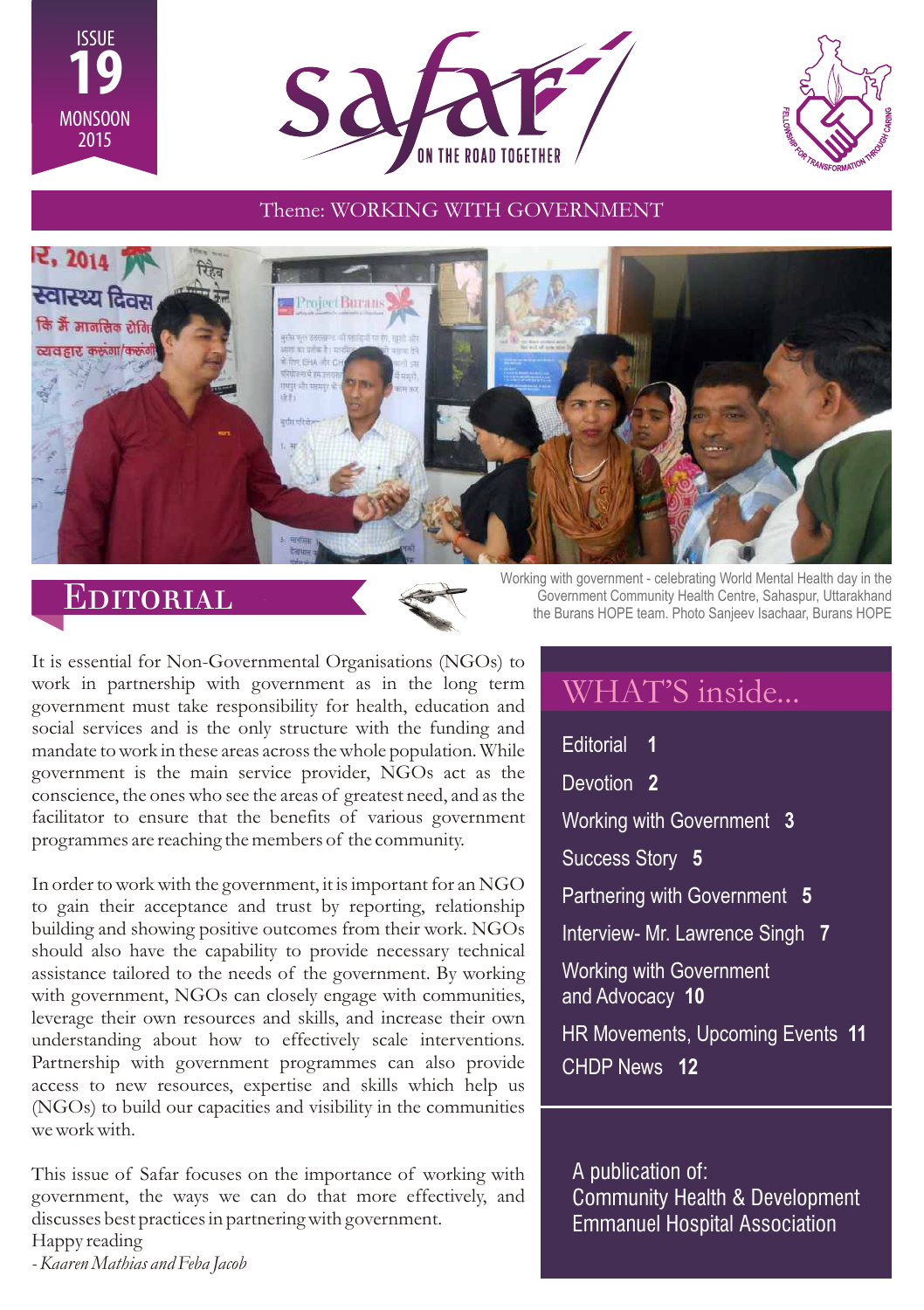ISSUE 19 MONSOON 2015

# safar

ON THE ROAD TOGETHER

FELLOWSHIP FOR TRANSFORMATION THROUGH CARING

Theme: WORKING WITH GOVERNMENT

Working with government - celebrating World Mental Health day in the Government Community Health Centre, Sahaspur, Uttarakhand the Burans HOPE team. Photo Sanjeev Isachaar, Burans HOPE

## Editorial

It is essential for Non-Governmental Organisations (NGOs) to work in partnership with government as in the long term government must take responsibility for health, education and social services and is the only structure with the funding and mandate to work in these areas across the whole population. While government is the main service provider, NGOs act as the conscience, the ones who see the areas of greatest need, and as the facilitator to ensure that the benefits of various government programmes are reaching the members of the community.

In order to work with the government, it is important for an NGO to gain their acceptance and trust by reporting, relationship building and showing positive outcomes from their work. NGOs should also have the capability to provide necessary technical assistance tailored to the needs of the government. By working with government, NGOs can closely engage with communities, leverage their own resources and skills, and increase their own understanding about how to effectively scale interventions. Partnership with government programmes can also provide access to new resources, expertise and skills which help us (NGOs) to build our capacities and visibility in the communities we work with.

This issue of Safar focuses on the importance of working with government, the ways we can do that more effectively, and discusses best practices in partnering with government.

Happy reading

*- Kaaren Mathias and Feba Jacob*

## WHAT'S inside...

- Editorial **1**
- Devotion **2**
- Working with Government **3**
- Success Story **5**
- Partnering with Government **5**
- Interview- Mr. Lawrence Singh **7**
- Working with Government and Advocacy **10**
- HR Movements, Upcoming Events **11**
- CHDP News **12**

A publication of:
Community Health & Development
Emmanuel Hospital Association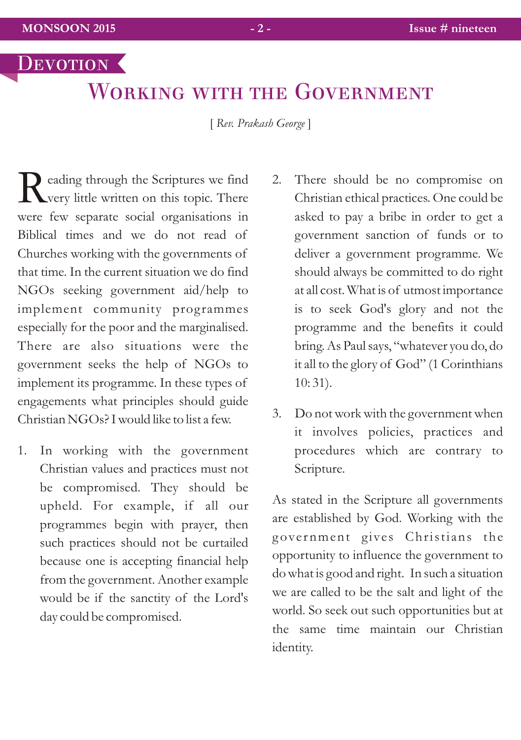## Devotion

# Working with the Government

[ *Rev. Prakash George* ]

Reading through the Scriptures we find very little written on this topic. There were few separate social organisations in Biblical times and we do not read of Churches working with the governments of that time. In the current situation we do find NGOs seeking government aid/help to implement community programmes especially for the poor and the marginalised. There are also situations were the government seeks the help of NGOs to implement its programme. In these types of engagements what principles should guide Christian NGOs? I would like to list a few.

1. In working with the government Christian values and practices must not be compromised. They should be upheld. For example, if all our programmes begin with prayer, then such practices should not be curtailed because one is accepting financial help from the government. Another example would be if the sanctity of the Lord's day could be compromised.

2. There should be no compromise on Christian ethical practices. One could be asked to pay a bribe in order to get a government sanction of funds or to deliver a government programme. We should always be committed to do right at all cost. What is of utmost importance is to seek God's glory and not the programme and the benefits it could bring. As Paul says, "whatever you do, do it all to the glory of God" (1 Corinthians 10: 31).

3. Do not work with the government when it involves policies, practices and procedures which are contrary to Scripture.

As stated in the Scripture all governments are established by God. Working with the government gives Christians the opportunity to influence the government to do what is good and right. In such a situation we are called to be the salt and light of the world. So seek out such opportunities but at the same time maintain our Christian identity.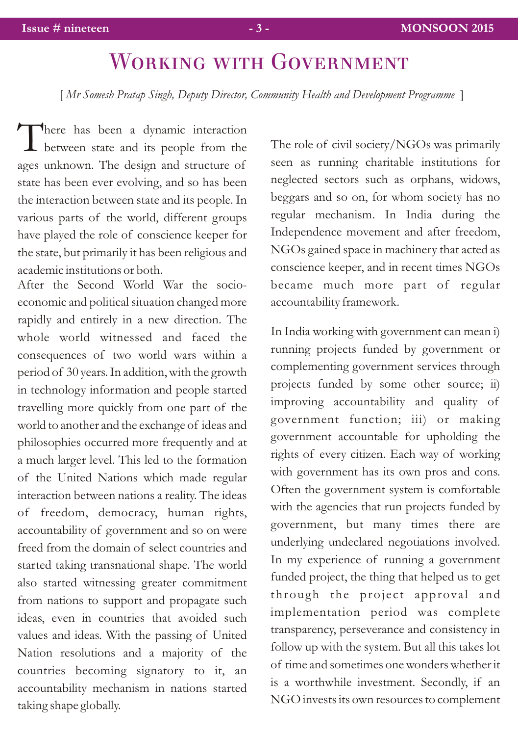# Working with Government

[ *Mr Somesh Pratap Singh, Deputy Director, Community Health and Development Programme* ]

There has been a dynamic interaction between state and its people from the ages unknown. The design and structure of state has been ever evolving, and so has been the interaction between state and its people. In various parts of the world, different groups have played the role of conscience keeper for the state, but primarily it has been religious and academic institutions or both.

After the Second World War the socio-economic and political situation changed more rapidly and entirely in a new direction. The whole world witnessed and faced the consequences of two world wars within a period of 30 years. In addition, with the growth in technology information and people started travelling more quickly from one part of the world to another and the exchange of ideas and philosophies occurred more frequently and at a much larger level. This led to the formation of the United Nations which made regular interaction between nations a reality. The ideas of freedom, democracy, human rights, accountability of government and so on were freed from the domain of select countries and started taking transnational shape. The world also started witnessing greater commitment from nations to support and propagate such ideas, even in countries that avoided such values and ideas. With the passing of United Nation resolutions and a majority of the countries becoming signatory to it, an accountability mechanism in nations started taking shape globally.

The role of civil society/NGOs was primarily seen as running charitable institutions for neglected sectors such as orphans, widows, beggars and so on, for whom society has no regular mechanism. In India during the Independence movement and after freedom, NGOs gained space in machinery that acted as conscience keeper, and in recent times NGOs became much more part of regular accountability framework.

In India working with government can mean i) running projects funded by government or complementing government services through projects funded by some other source; ii) improving accountability and quality of government function; iii) or making government accountable for upholding the rights of every citizen. Each way of working with government has its own pros and cons. Often the government system is comfortable with the agencies that run projects funded by government, but many times there are underlying undeclared negotiations involved. In my experience of running a government funded project, the thing that helped us to get through the project approval and implementation period was complete transparency, perseverance and consistency in follow up with the system. But all this takes lot of time and sometimes one wonders whether it is a worthwhile investment. Secondly, if an NGO invests its own resources to complement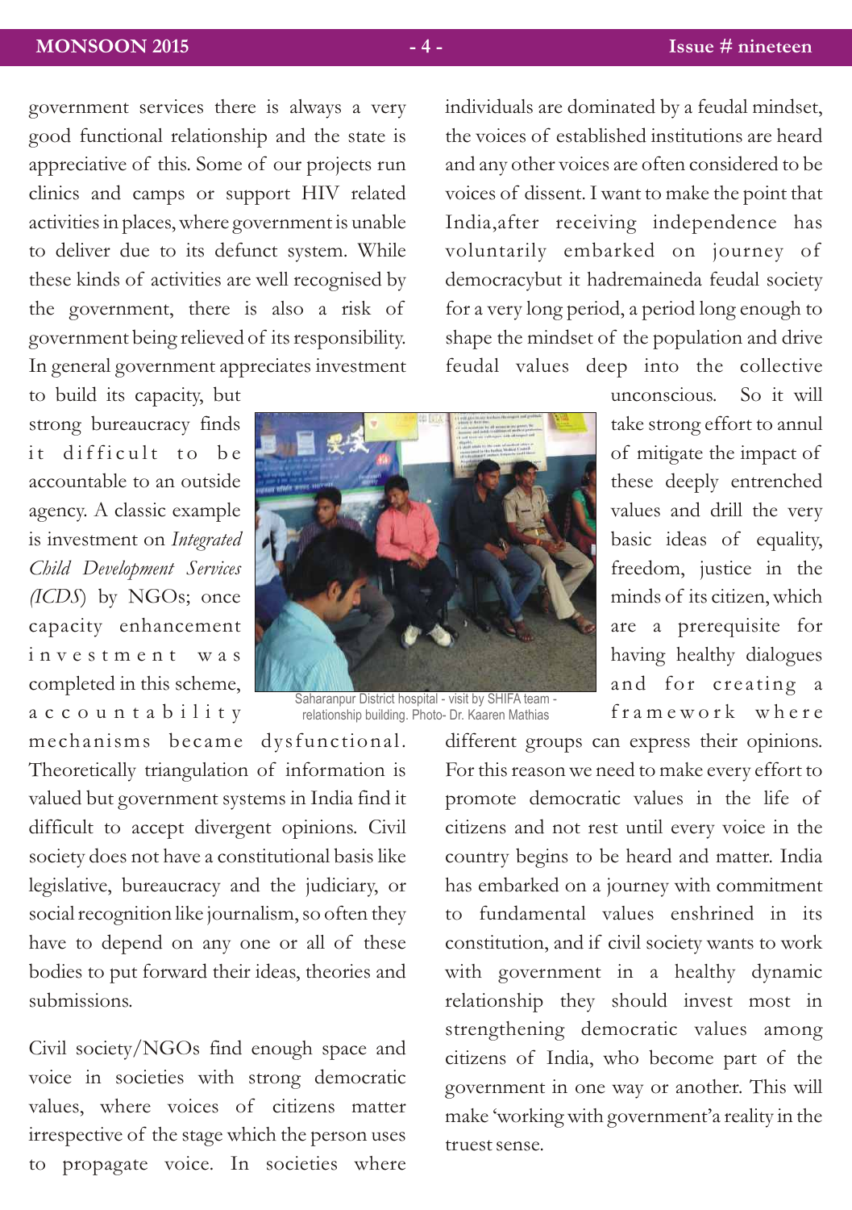government services there is always a very good functional relationship and the state is appreciative of this. Some of our projects run clinics and camps or support HIV related activities in places, where government is unable to deliver due to its defunct system. While these kinds of activities are well recognised by the government, there is also a risk of government being relieved of its responsibility. In general government appreciates investment to build its capacity, but strong bureaucracy finds it difficult to be accountable to an outside agency. A classic example is investment on *Integrated Child Development Services (ICDS*) by NGOs; once capacity enhancement investment was completed in this scheme, accountability mechanisms became dysfunctional. Theoretically triangulation of information is valued but government systems in India find it difficult to accept divergent opinions. Civil society does not have a constitutional basis like legislative, bureaucracy and the judiciary, or social recognition like journalism, so often they have to depend on any one or all of these bodies to put forward their ideas, theories and submissions.

Saharanpur District hospital - visit by SHIFA team - relationship building. Photo- Dr. Kaaren Mathias

Civil society/NGOs find enough space and voice in societies with strong democratic values, where voices of citizens matter irrespective of the stage which the person uses to propagate voice. In societies where individuals are dominated by a feudal mindset, the voices of established institutions are heard and any other voices are often considered to be voices of dissent. I want to make the point that India,after receiving independence has voluntarily embarked on journey of democracybut it hadremaineda feudal society for a very long period, a period long enough to shape the mindset of the population and drive feudal values deep into the collective unconscious. So it will take strong effort to annul of mitigate the impact of these deeply entrenched values and drill the very basic ideas of equality, freedom, justice in the minds of its citizen, which are a prerequisite for having healthy dialogues and for creating a framework where different groups can express their opinions. For this reason we need to make every effort to promote democratic values in the life of citizens and not rest until every voice in the country begins to be heard and matter. India has embarked on a journey with commitment to fundamental values enshrined in its constitution, and if civil society wants to work with government in a healthy dynamic relationship they should invest most in strengthening democratic values among citizens of India, who become part of the government in one way or another. This will make 'working with government'a reality in the truest sense.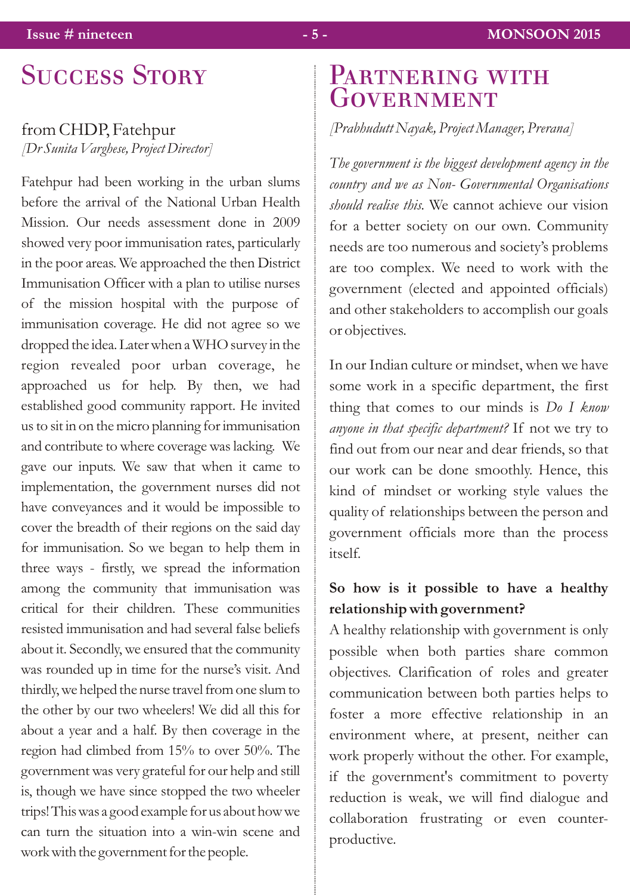# Success Story

from CHDP, Fatehpur
*[Dr Sunita Varghese, Project Director]*

Fatehpur had been working in the urban slums before the arrival of the National Urban Health Mission. Our needs assessment done in 2009 showed very poor immunisation rates, particularly in the poor areas. We approached the then District Immunisation Officer with a plan to utilise nurses of the mission hospital with the purpose of immunisation coverage. He did not agree so we dropped the idea. Later when a WHO survey in the region revealed poor urban coverage, he approached us for help. By then, we had established good community rapport. He invited us to sit in on the micro planning for immunisation and contribute to where coverage was lacking. We gave our inputs. We saw that when it came to implementation, the government nurses did not have conveyances and it would be impossible to cover the breadth of their regions on the said day for immunisation. So we began to help them in three ways - firstly, we spread the information among the community that immunisation was critical for their children. These communities resisted immunisation and had several false beliefs about it. Secondly, we ensured that the community was rounded up in time for the nurse's visit. And thirdly, we helped the nurse travel from one slum to the other by our two wheelers! We did all this for about a year and a half. By then coverage in the region had climbed from 15% to over 50%. The government was very grateful for our help and still is, though we have since stopped the two wheeler trips! This was a good example for us about how we can turn the situation into a win-win scene and work with the government for the people.

# Partnering with Government

*[Prabhudutt Nayak, Project Manager, Prerana]*

*The government is the biggest development agency in the country and we as Non- Governmental Organisations should realise this.* We cannot achieve our vision for a better society on our own. Community needs are too numerous and society's problems are too complex. We need to work with the government (elected and appointed officials) and other stakeholders to accomplish our goals or objectives.

In our Indian culture or mindset, when we have some work in a specific department, the first thing that comes to our minds is *Do I know anyone in that specific department?* If not we try to find out from our near and dear friends, so that our work can be done smoothly. Hence, this kind of mindset or working style values the quality of relationships between the person and government officials more than the process itself.

**So how is it possible to have a healthy relationship with government?**

A healthy relationship with government is only possible when both parties share common objectives. Clarification of roles and greater communication between both parties helps to foster a more effective relationship in an environment where, at present, neither can work properly without the other. For example, if the government's commitment to poverty reduction is weak, we will find dialogue and collaboration frustrating or even counter-productive.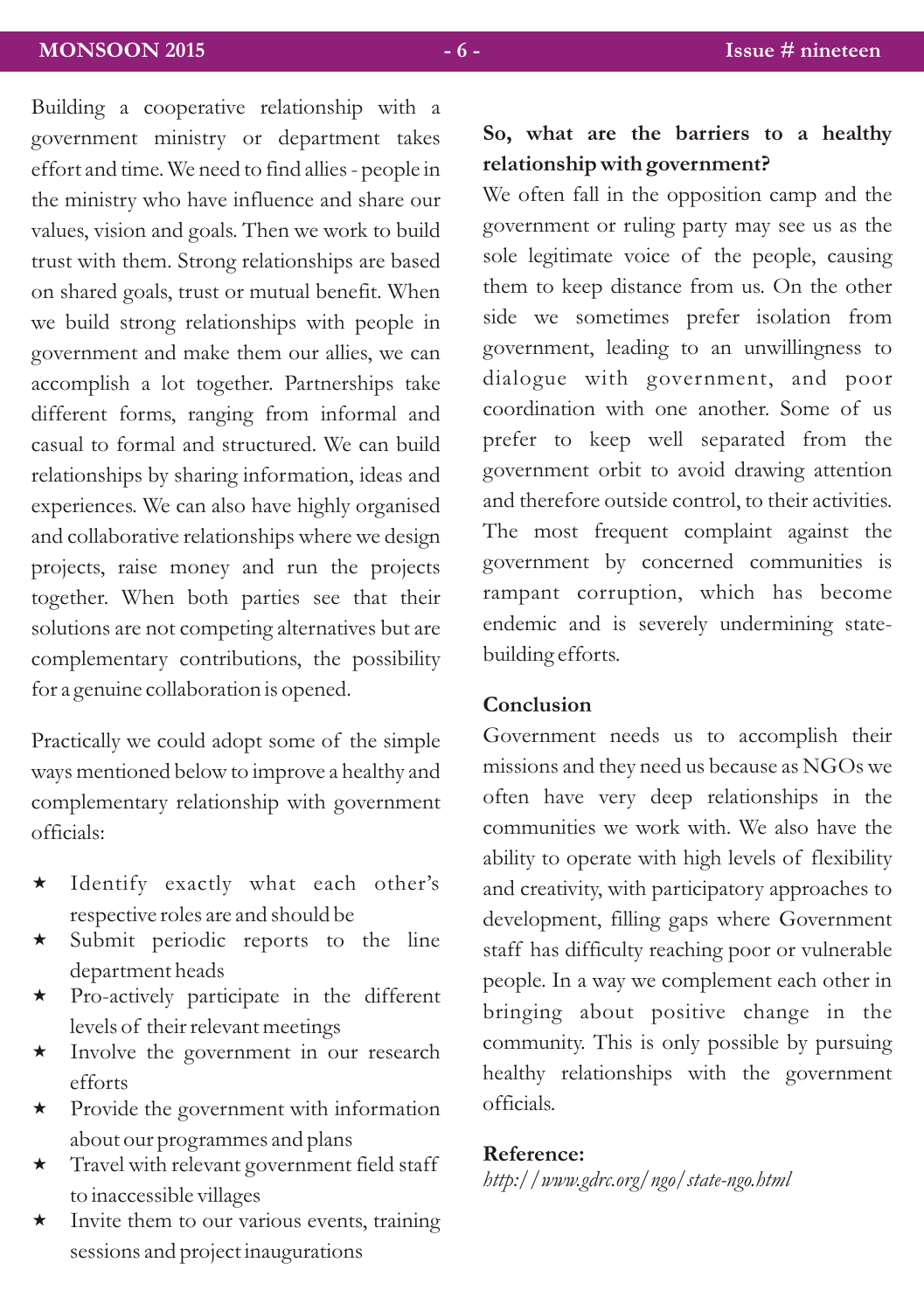Building a cooperative relationship with a government ministry or department takes effort and time. We need to find allies - people in the ministry who have influence and share our values, vision and goals. Then we work to build trust with them. Strong relationships are based on shared goals, trust or mutual benefit. When we build strong relationships with people in government and make them our allies, we can accomplish a lot together. Partnerships take different forms, ranging from informal and casual to formal and structured. We can build relationships by sharing information, ideas and experiences. We can also have highly organised and collaborative relationships where we design projects, raise money and run the projects together. When both parties see that their solutions are not competing alternatives but are complementary contributions, the possibility for a genuine collaboration is opened.

Practically we could adopt some of the simple ways mentioned below to improve a healthy and complementary relationship with government officials:

- Identify exactly what each other's respective roles are and should be
- Submit periodic reports to the line department heads
- Pro-actively participate in the different levels of their relevant meetings
- Involve the government in our research efforts
- Provide the government with information about our programmes and plans
- Travel with relevant government field staff to inaccessible villages
- Invite them to our various events, training sessions and project inaugurations

**So, what are the barriers to a healthy relationship with government?**

We often fall in the opposition camp and the government or ruling party may see us as the sole legitimate voice of the people, causing them to keep distance from us. On the other side we sometimes prefer isolation from government, leading to an unwillingness to dialogue with government, and poor coordination with one another. Some of us prefer to keep well separated from the government orbit to avoid drawing attention and therefore outside control, to their activities. The most frequent complaint against the government by concerned communities is rampant corruption, which has become endemic and is severely undermining state-building efforts.

**Conclusion**

Government needs us to accomplish their missions and they need us because as NGOs we often have very deep relationships in the communities we work with. We also have the ability to operate with high levels of flexibility and creativity, with participatory approaches to development, filling gaps where Government staff has difficulty reaching poor or vulnerable people. In a way we complement each other in bringing about positive change in the community. This is only possible by pursuing healthy relationships with the government officials.

**Reference:**

*http://www.gdrc.org/ngo/state-ngo.html*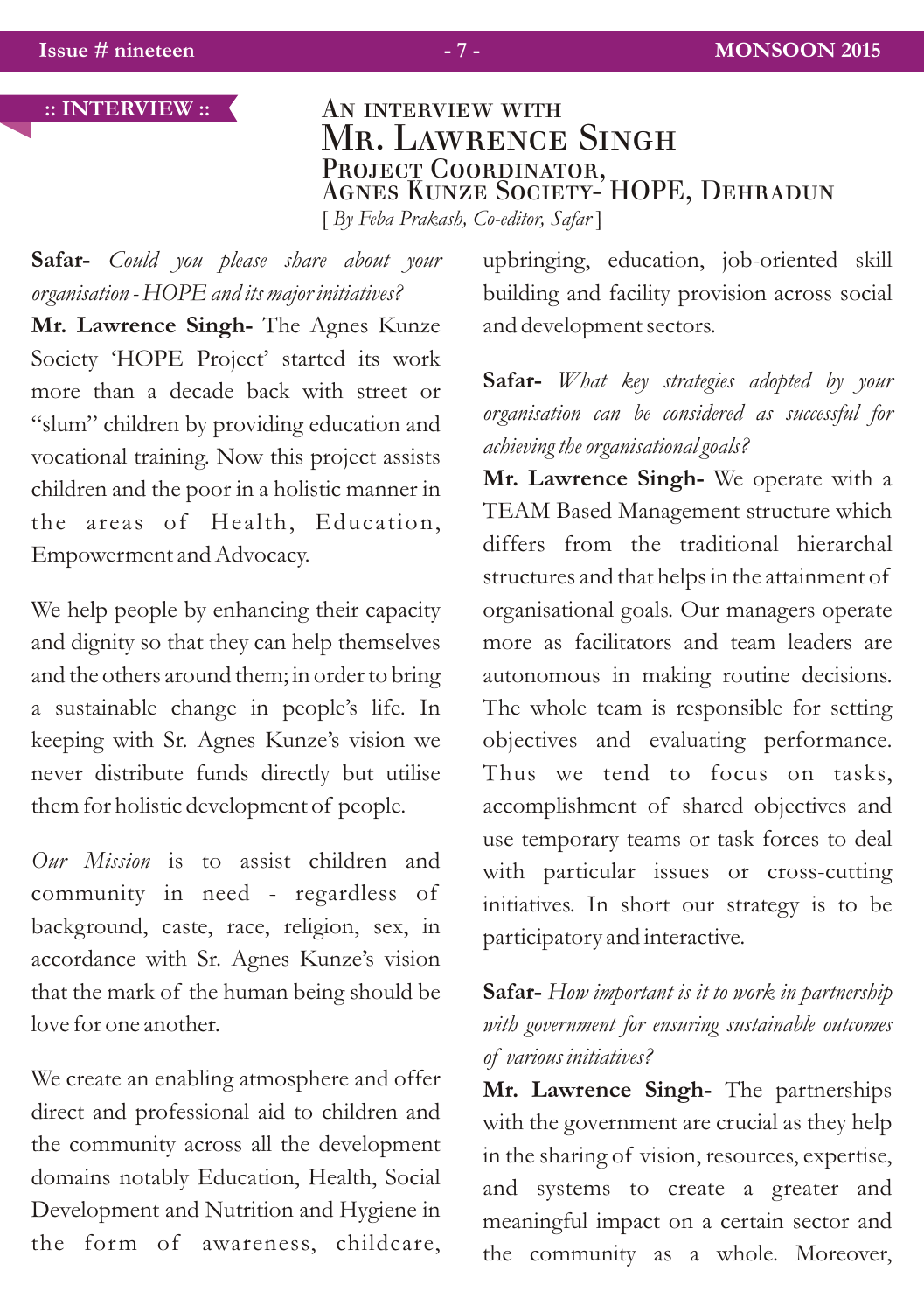:: INTERVIEW ::

# An interview with Mr. Lawrence Singh

## Project Coordinator, Agnes Kunze Society- HOPE, Dehradun

*[ By Feba Prakash, Co-editor, Safar ]*

**Safar-** *Could you please share about your organisation - HOPE and its major initiatives?*

**Mr. Lawrence Singh-** The Agnes Kunze Society 'HOPE Project' started its work more than a decade back with street or "slum" children by providing education and vocational training. Now this project assists children and the poor in a holistic manner in the areas of Health, Education, Empowerment and Advocacy.

We help people by enhancing their capacity and dignity so that they can help themselves and the others around them; in order to bring a sustainable change in people's life. In keeping with Sr. Agnes Kunze's vision we never distribute funds directly but utilise them for holistic development of people.

*Our Mission* is to assist children and community in need - regardless of background, caste, race, religion, sex, in accordance with Sr. Agnes Kunze's vision that the mark of the human being should be love for one another.

We create an enabling atmosphere and offer direct and professional aid to children and the community across all the development domains notably Education, Health, Social Development and Nutrition and Hygiene in the form of awareness, childcare, upbringing, education, job-oriented skill building and facility provision across social and development sectors.

**Safar-** *What key strategies adopted by your organisation can be considered as successful for achieving the organisational goals?*

**Mr. Lawrence Singh-** We operate with a TEAM Based Management structure which differs from the traditional hierarchal structures and that helps in the attainment of organisational goals. Our managers operate more as facilitators and team leaders are autonomous in making routine decisions. The whole team is responsible for setting objectives and evaluating performance. Thus we tend to focus on tasks, accomplishment of shared objectives and use temporary teams or task forces to deal with particular issues or cross-cutting initiatives. In short our strategy is to be participatory and interactive.

**Safar-** *How important is it to work in partnership with government for ensuring sustainable outcomes of various initiatives?*

**Mr. Lawrence Singh-** The partnerships with the government are crucial as they help in the sharing of vision, resources, expertise, and systems to create a greater and meaningful impact on a certain sector and the community as a whole. Moreover,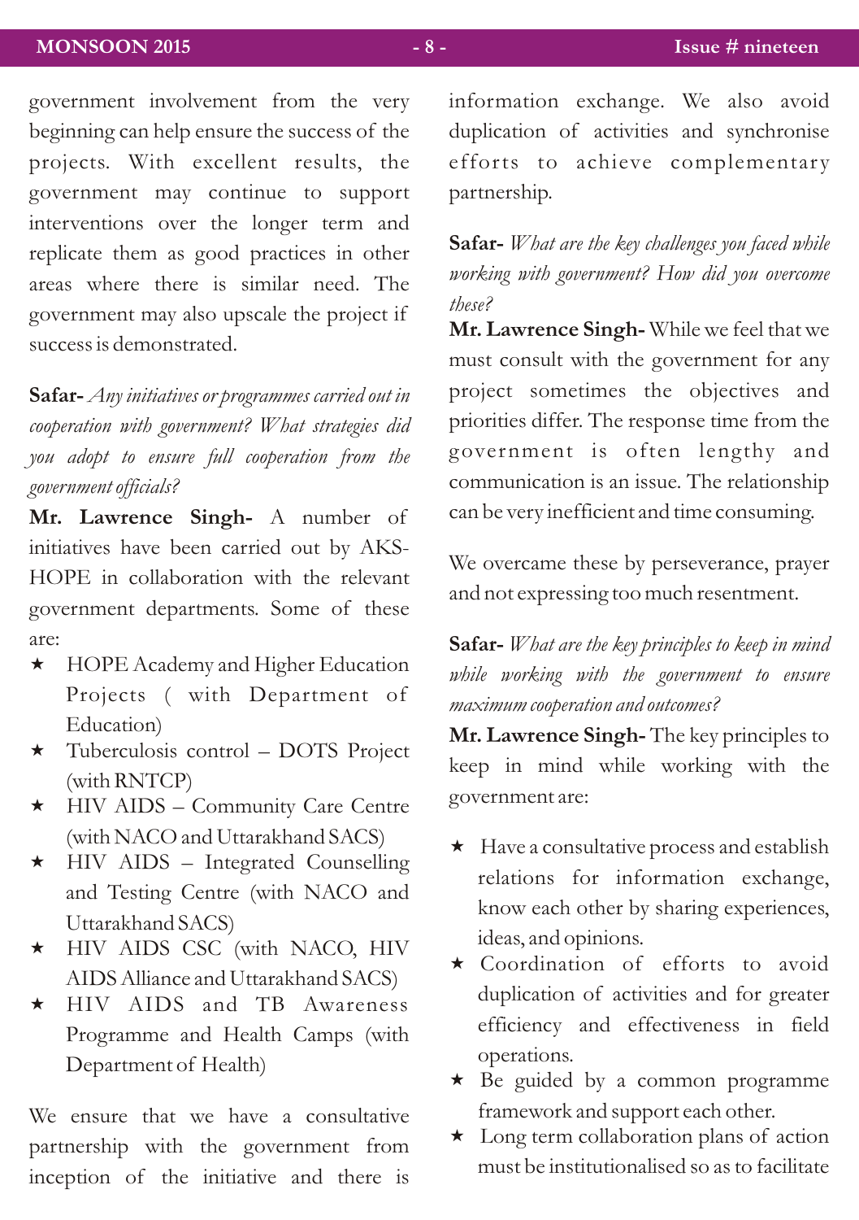government involvement from the very beginning can help ensure the success of the projects. With excellent results, the government may continue to support interventions over the longer term and replicate them as good practices in other areas where there is similar need. The government may also upscale the project if success is demonstrated.

**Safar-** *Any initiatives or programmes carried out in cooperation with government? What strategies did you adopt to ensure full cooperation from the government officials?*

**Mr. Lawrence Singh-** A number of initiatives have been carried out by AKS-HOPE in collaboration with the relevant government departments. Some of these are:

- ★ HOPE Academy and Higher Education Projects ( with Department of Education)
- ★ Tuberculosis control – DOTS Project (with RNTCP)
- ★ HIV AIDS – Community Care Centre (with NACO and Uttarakhand SACS)
- ★ HIV AIDS – Integrated Counselling and Testing Centre (with NACO and Uttarakhand SACS)
- ★ HIV AIDS CSC (with NACO, HIV AIDS Alliance and Uttarakhand SACS)
- ★ HIV AIDS and TB Awareness Programme and Health Camps (with Department of Health)

We ensure that we have a consultative partnership with the government from inception of the initiative and there is information exchange. We also avoid duplication of activities and synchronise efforts to achieve complementary partnership.

**Safar-** *What are the key challenges you faced while working with government? How did you overcome these?*

**Mr. Lawrence Singh-** While we feel that we must consult with the government for any project sometimes the objectives and priorities differ. The response time from the government is often lengthy and communication is an issue. The relationship can be very inefficient and time consuming.

We overcame these by perseverance, prayer and not expressing too much resentment.

**Safar-** *What are the key principles to keep in mind while working with the government to ensure maximum cooperation and outcomes?*

**Mr. Lawrence Singh-** The key principles to keep in mind while working with the government are:

- ★ Have a consultative process and establish relations for information exchange, know each other by sharing experiences, ideas, and opinions.
- ★ Coordination of efforts to avoid duplication of activities and for greater efficiency and effectiveness in field operations.
- ★ Be guided by a common programme framework and support each other.
- ★ Long term collaboration plans of action must be institutionalised so as to facilitate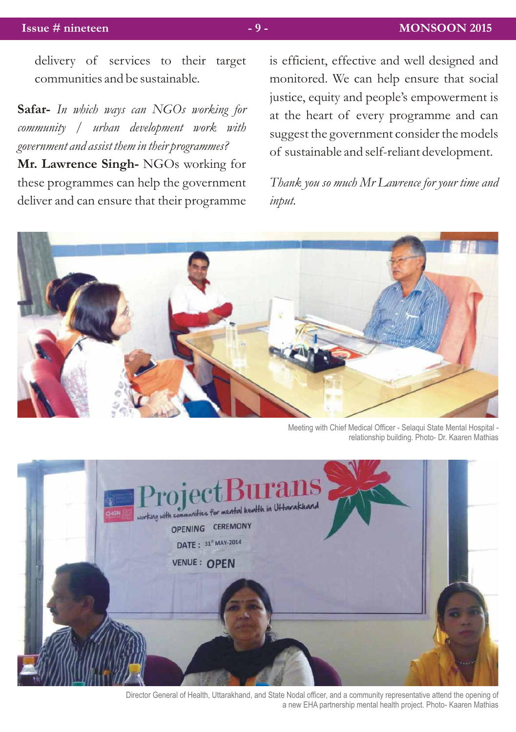delivery of services to their target communities and be sustainable.

**Safar-** *In which ways can NGOs working for community / urban development work with government and assist them in their programmes?*

**Mr. Lawrence Singh-** NGOs working for these programmes can help the government deliver and can ensure that their programme is efficient, effective and well designed and monitored. We can help ensure that social justice, equity and people's empowerment is at the heart of every programme and can suggest the government consider the models of sustainable and self-reliant development.

*Thank you so much Mr Lawrence for your time and input.*

Meeting with Chief Medical Officer - Selaqui State Mental Hospital - relationship building. Photo- Dr. Kaaren Mathias

Director General of Health, Uttarakhand, and State Nodal officer, and a community representative attend the opening of a new EHA partnership mental health project. Photo- Kaaren Mathias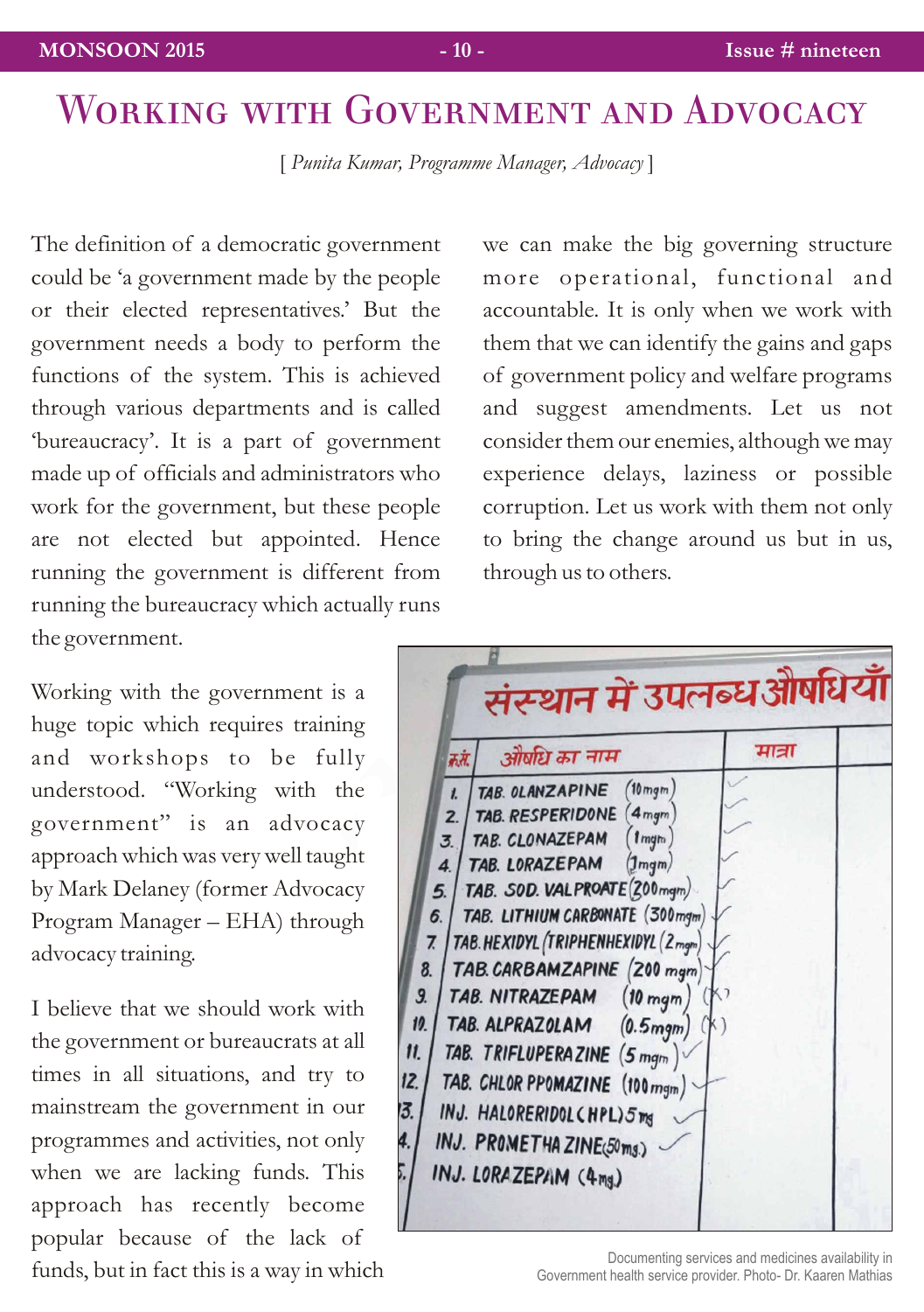# Working with Government and Advocacy

[ *Punita Kumar, Programme Manager, Advocacy* ]

The definition of a democratic government could be 'a government made by the people or their elected representatives.' But the government needs a body to perform the functions of the system. This is achieved through various departments and is called 'bureaucracy'. It is a part of government made up of officials and administrators who work for the government, but these people are not elected but appointed. Hence running the government is different from running the bureaucracy which actually runs the government.

Working with the government is a huge topic which requires training and workshops to be fully understood. "Working with the government" is an advocacy approach which was very well taught by Mark Delaney (former Advocacy Program Manager – EHA) through advocacy training.

I believe that we should work with the government or bureaucrats at all times in all situations, and try to mainstream the government in our programmes and activities, not only when we are lacking funds. This approach has recently become popular because of the lack of funds, but in fact this is a way in which we can make the big governing structure more operational, functional and accountable. It is only when we work with them that we can identify the gains and gaps of government policy and welfare programs and suggest amendments. Let us not consider them our enemies, although we may experience delays, laziness or possible corruption. Let us work with them not only to bring the change around us but in us, through us to others.

Documenting services and medicines availability in Government health service provider. Photo- Dr. Kaaren Mathias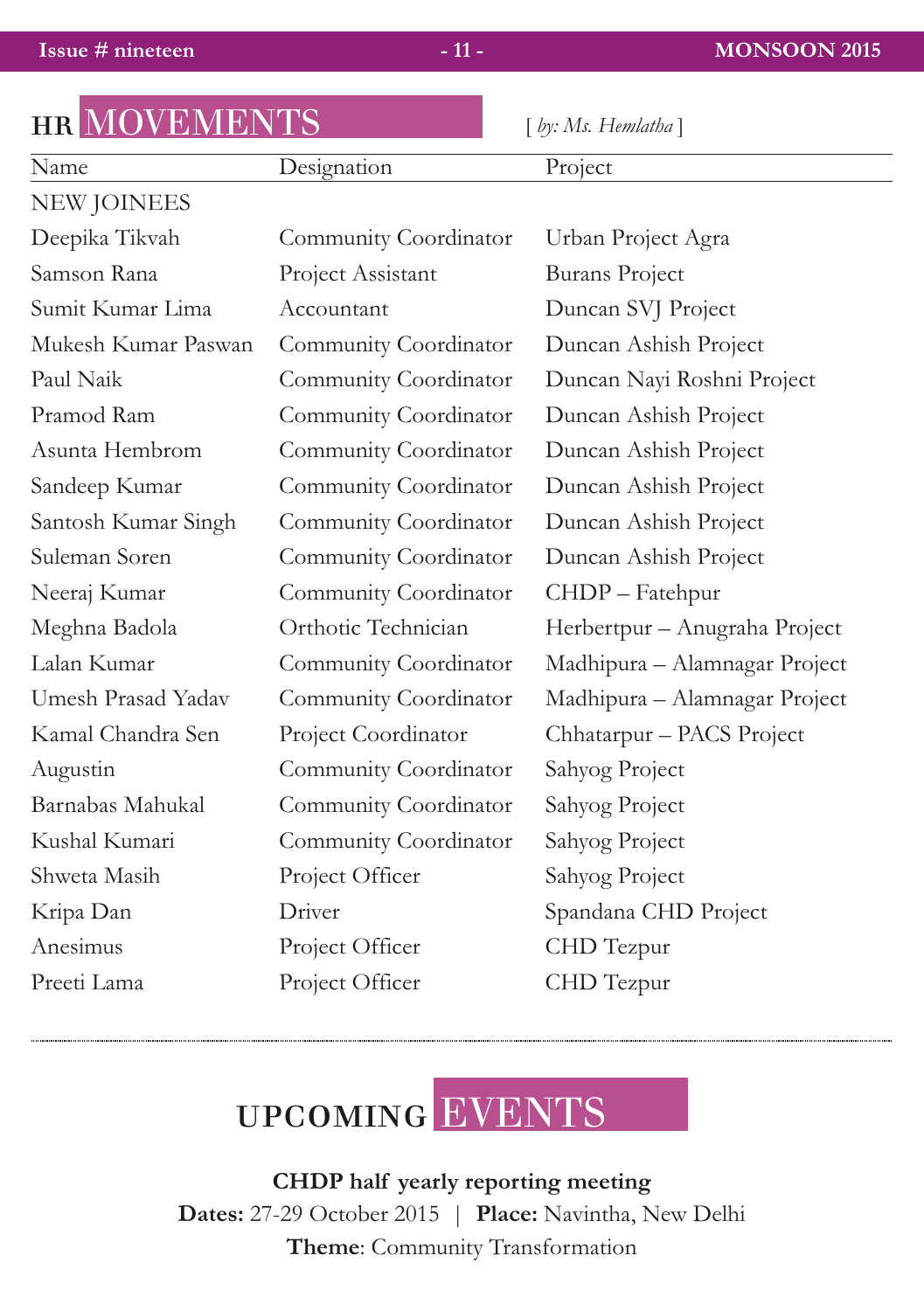## HR MOVEMENTS

*[ by: Ms. Hemlatha ]*

| Name | Designation | Project |
|---|---|---|
| NEW JOINEES | | |
| Deepika Tikvah | Community Coordinator | Urban Project Agra |
| Samson Rana | Project Assistant | Burans Project |
| Sumit Kumar Lima | Accountant | Duncan SVJ Project |
| Mukesh Kumar Paswan | Community Coordinator | Duncan Ashish Project |
| Paul Naik | Community Coordinator | Duncan Nayi Roshni Project |
| Pramod Ram | Community Coordinator | Duncan Ashish Project |
| Asunta Hembrom | Community Coordinator | Duncan Ashish Project |
| Sandeep Kumar | Community Coordinator | Duncan Ashish Project |
| Santosh Kumar Singh | Community Coordinator | Duncan Ashish Project |
| Suleman Soren | Community Coordinator | Duncan Ashish Project |
| Neeraj Kumar | Community Coordinator | CHDP – Fatehpur |
| Meghna Badola | Orthotic Technician | Herbertpur – Anugraha Project |
| Lalan Kumar | Community Coordinator | Madhipura – Alamnagar Project |
| Umesh Prasad Yadav | Community Coordinator | Madhipura – Alamnagar Project |
| Kamal Chandra Sen | Project Coordinator | Chhatarpur – PACS Project |
| Augustin | Community Coordinator | Sahyog Project |
| Barnabas Mahukal | Community Coordinator | Sahyog Project |
| Kushal Kumari | Community Coordinator | Sahyog Project |
| Shweta Masih | Project Officer | Sahyog Project |
| Kripa Dan | Driver | Spandana CHD Project |
| Anesimus | Project Officer | CHD Tezpur |
| Preeti Lama | Project Officer | CHD Tezpur |

## UPCOMING EVENTS

**CHDP half yearly reporting meeting**

**Dates:** 27-29 October 2015 | **Place:** Navintha, New Delhi

**Theme**: Community Transformation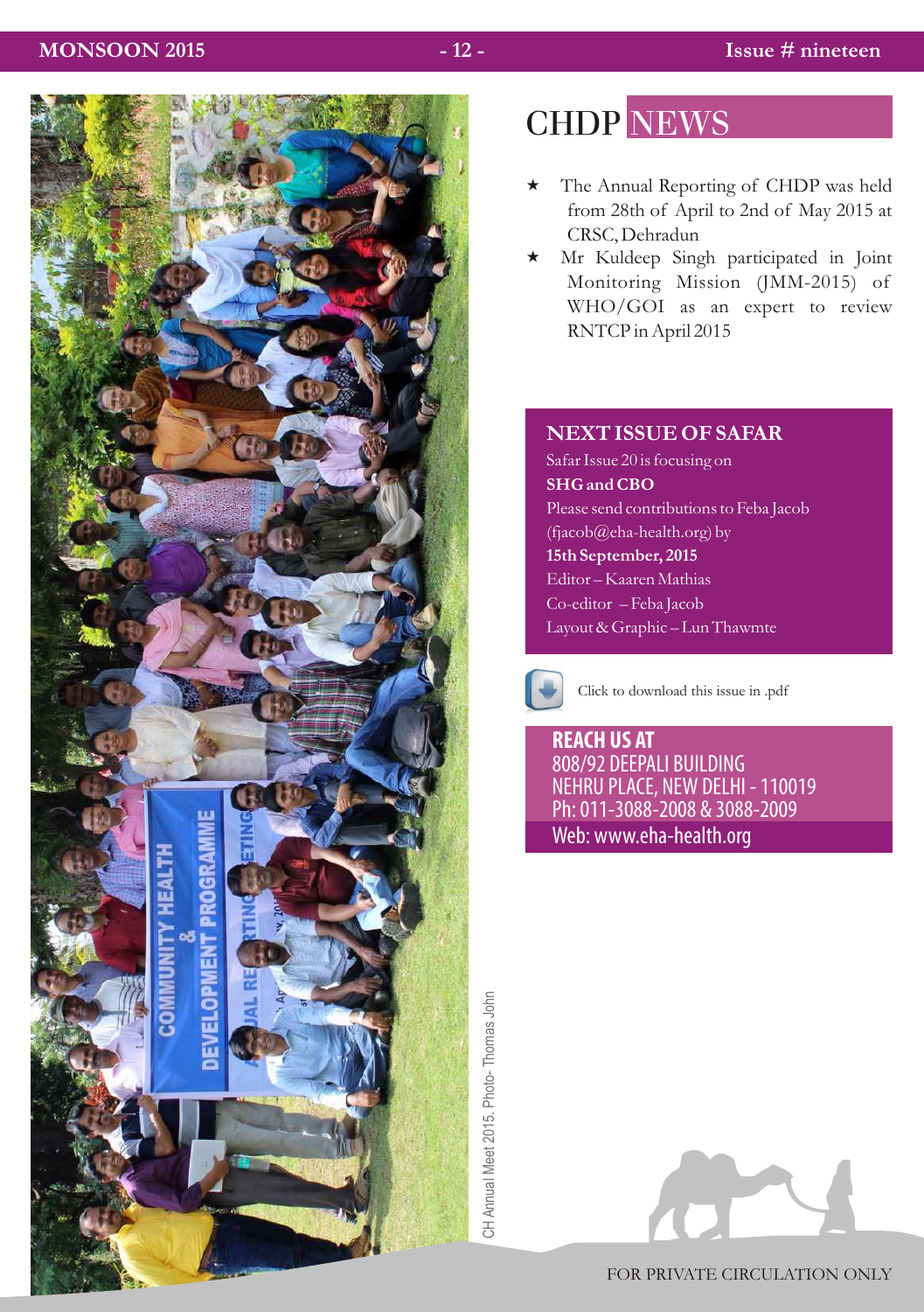# CHDP NEWS

- The Annual Reporting of CHDP was held from 28th of April to 2nd of May 2015 at CRSC, Dehradun
- Mr Kuldeep Singh participated in Joint Monitoring Mission (JMM-2015) of WHO/GOI as an expert to review RNTCP in April 2015

CH Annual Meet 2015. Photo- Thomas John

## NEXT ISSUE OF SAFAR

Safar Issue 20 is focusing on
**SHG and CBO**
Please send contributions to Feba Jacob (fjacob@eha-health.org) by
**15th September, 2015**
Editor – Kaaren Mathias
Co-editor – Feba Jacob
Layout & Graphic – Lun Thawmte

Click to download this issue in .pdf

**REACH US AT**
808/92 DEEPALI BUILDING
NEHRU PLACE, NEW DELHI - 110019
Ph: 011-3088-2008 & 3088-2009
Web: www.eha-health.org

FOR PRIVATE CIRCULATION ONLY